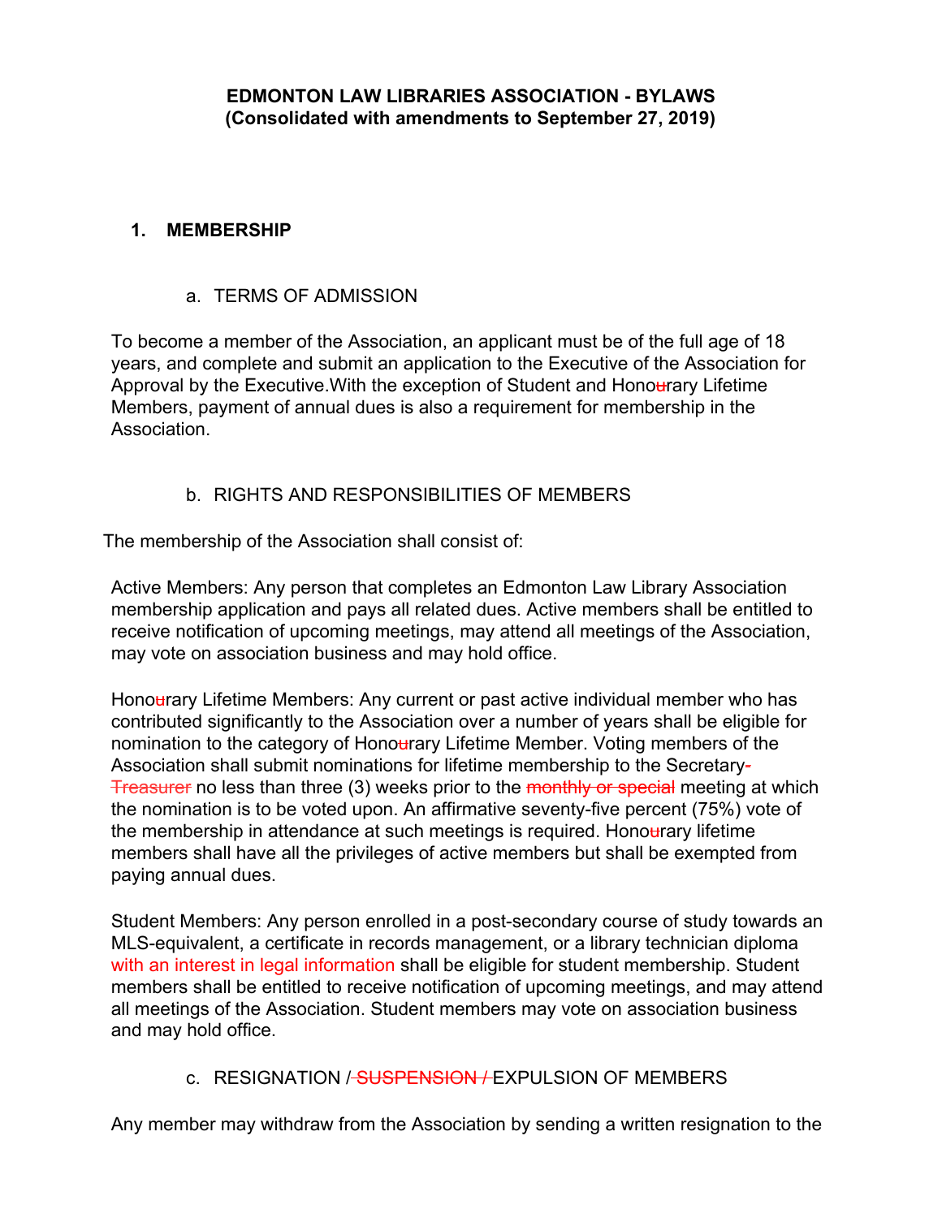**EDMONTON LAW LIBRARIES ASSOCIATION - BYLAWS**
**(Consolidated with amendments to September 27, 2019)**

## 1. MEMBERSHIP

### a. TERMS OF ADMISSION

To become a member of the Association, an applicant must be of the full age of 18 years, and complete and submit an application to the Executive of the Association for Approval by the Executive.With the exception of Student and Hono~~u~~rary Lifetime Members, payment of annual dues is also a requirement for membership in the Association.

### b. RIGHTS AND RESPONSIBILITIES OF MEMBERS

The membership of the Association shall consist of:

Active Members: Any person that completes an Edmonton Law Library Association membership application and pays all related dues. Active members shall be entitled to receive notification of upcoming meetings, may attend all meetings of the Association, may vote on association business and may hold office.

Hono~~u~~rary Lifetime Members: Any current or past active individual member who has contributed significantly to the Association over a number of years shall be eligible for nomination to the category of Hono~~u~~rary Lifetime Member. Voting members of the Association shall submit nominations for lifetime membership to the Secretary~~-Treasurer~~ no less than three (3) weeks prior to the ~~monthly or special~~ meeting at which the nomination is to be voted upon. An affirmative seventy-five percent (75%) vote of the membership in attendance at such meetings is required. Hono~~u~~rary lifetime members shall have all the privileges of active members but shall be exempted from paying annual dues.

Student Members: Any person enrolled in a post-secondary course of study towards an MLS-equivalent, a certificate in records management, or a library technician diploma with an interest in legal information shall be eligible for student membership. Student members shall be entitled to receive notification of upcoming meetings, and may attend all meetings of the Association. Student members may vote on association business and may hold office.

### c. RESIGNATION / ~~SUSPENSION /~~ EXPULSION OF MEMBERS

Any member may withdraw from the Association by sending a written resignation to the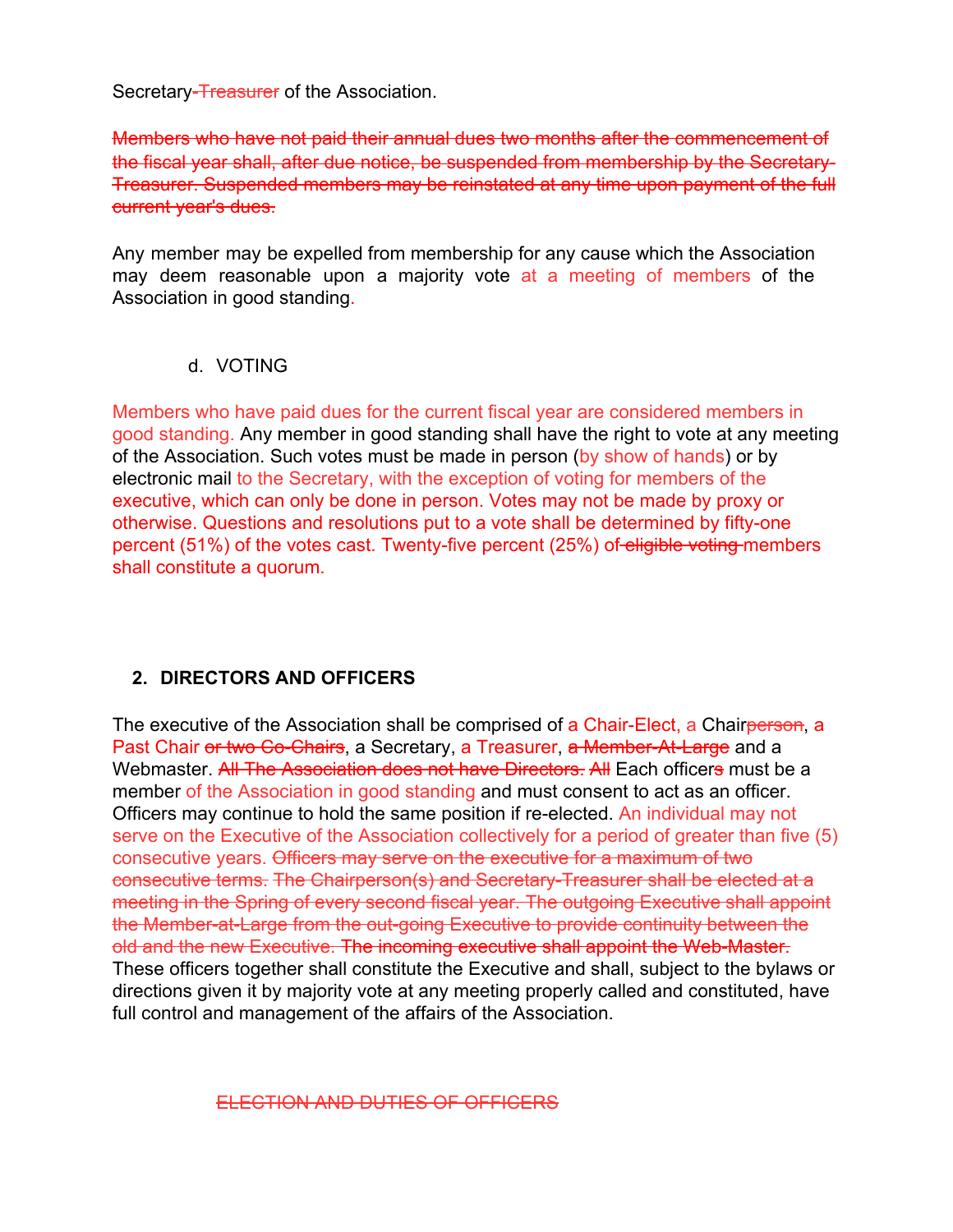Secretary~~-Treasurer~~ of the Association.

~~Members who have not paid their annual dues two months after the commencement of the fiscal year shall, after due notice, be suspended from membership by the Secretary-Treasurer. Suspended members may be reinstated at any time upon payment of the full current year's dues.~~

Any member may be expelled from membership for any cause which the Association may deem reasonable upon a majority vote at a meeting of members of the Association in good standing.

### d. VOTING

Members who have paid dues for the current fiscal year are considered members in good standing. Any member in good standing shall have the right to vote at any meeting of the Association. Such votes must be made in person (by show of hands) or by electronic mail to the Secretary, with the exception of voting for members of the executive, which can only be done in person. Votes may not be made by proxy or otherwise. Questions and resolutions put to a vote shall be determined by fifty-one percent (51%) of the votes cast. Twenty-five percent (25%) of~~ eligible voting~~ members shall constitute a quorum.

## 2. DIRECTORS AND OFFICERS

The executive of the Association shall be comprised of a Chair-Elect, a Chair~~person~~, a Past Chair ~~or two Co-Chairs~~, a Secretary, a Treasurer, ~~a Member-At-Large~~ and a Webmaster. ~~All The Association does not have Directors. All~~ Each officer~~s~~ must be a member of the Association in good standing and must consent to act as an officer. Officers may continue to hold the same position if re-elected. An individual may not serve on the Executive of the Association collectively for a period of greater than five (5) consecutive years. ~~Officers may serve on the executive for a maximum of two consecutive terms. The Chairperson(s) and Secretary-Treasurer shall be elected at a meeting in the Spring of every second fiscal year. The outgoing Executive shall appoint the Member-at-Large from the out-going Executive to provide continuity between the old and the new Executive. The incoming executive shall appoint the Web-Master.~~ These officers together shall constitute the Executive and shall, subject to the bylaws or directions given it by majority vote at any meeting properly called and constituted, have full control and management of the affairs of the Association.

### ~~ELECTION AND DUTIES OF OFFICERS~~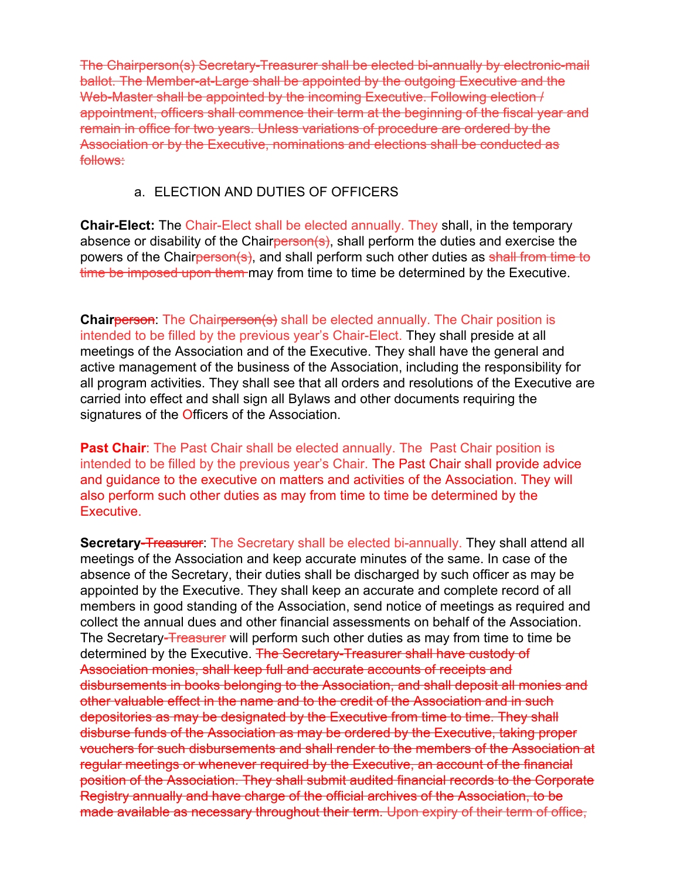~~The Chairperson(s) Secretary-Treasurer shall be elected bi-annually by electronic-mail ballot. The Member-at-Large shall be appointed by the outgoing Executive and the Web-Master shall be appointed by the incoming Executive. Following election / appointment, officers shall commence their term at the beginning of the fiscal year and remain in office for two years. Unless variations of procedure are ordered by the Association or by the Executive, nominations and elections shall be conducted as follows:~~

a. ELECTION AND DUTIES OF OFFICERS

**Chair-Elect:** The Chair-Elect shall be elected annually. They shall, in the temporary absence or disability of the Chair~~person(s)~~, shall perform the duties and exercise the powers of the Chair~~person(s)~~, and shall perform such other duties as ~~shall from time to time be imposed upon them~~ may from time to time be determined by the Executive.

**Chair~~person~~**: The Chair~~person(s)~~ shall be elected annually. The Chair position is intended to be filled by the previous year's Chair-Elect. They shall preside at all meetings of the Association and of the Executive. They shall have the general and active management of the business of the Association, including the responsibility for all program activities. They shall see that all orders and resolutions of the Executive are carried into effect and shall sign all Bylaws and other documents requiring the signatures of the Officers of the Association.

**Past Chair**: The Past Chair shall be elected annually. The Past Chair position is intended to be filled by the previous year's Chair. The Past Chair shall provide advice and guidance to the executive on matters and activities of the Association. They will also perform such other duties as may from time to time be determined by the Executive.

**Secretary~~-Treasurer~~**: The Secretary shall be elected bi-annually. They shall attend all meetings of the Association and keep accurate minutes of the same. In case of the absence of the Secretary, their duties shall be discharged by such officer as may be appointed by the Executive. They shall keep an accurate and complete record of all members in good standing of the Association, send notice of meetings as required and collect the annual dues and other financial assessments on behalf of the Association. The Secretary~~-Treasurer~~ will perform such other duties as may from time to time be determined by the Executive. ~~The Secretary-Treasurer shall have custody of Association monies, shall keep full and accurate accounts of receipts and disbursements in books belonging to the Association, and shall deposit all monies and other valuable effect in the name and to the credit of the Association and in such depositories as may be designated by the Executive from time to time. They shall disburse funds of the Association as may be ordered by the Executive, taking proper vouchers for such disbursements and shall render to the members of the Association at regular meetings or whenever required by the Executive, an account of the financial position of the Association. They shall submit audited financial records to the Corporate Registry annually and have charge of the official archives of the Association, to be made available as necessary throughout their term.~~ ~~Upon expiry of their term of office,~~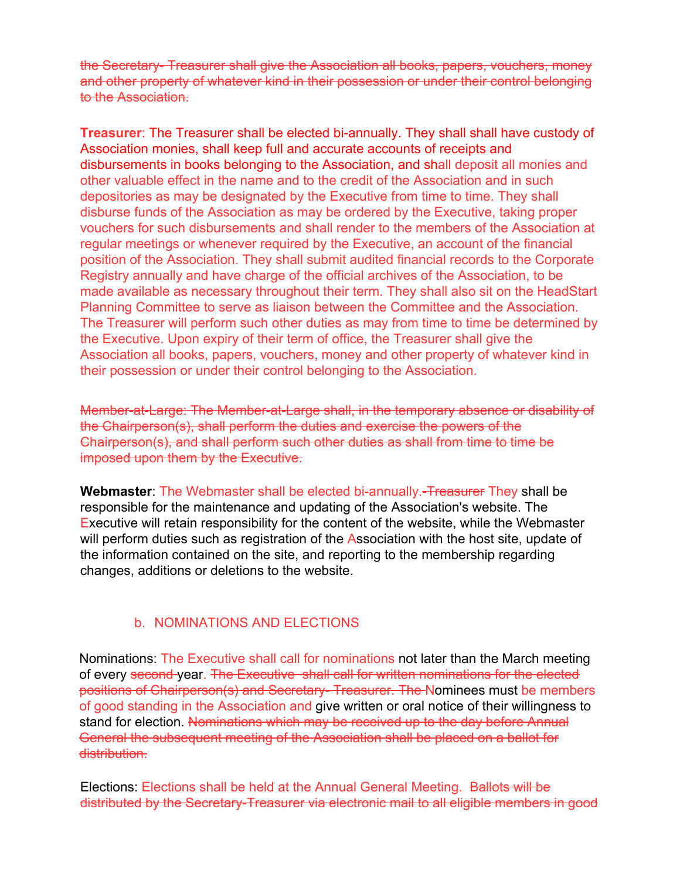~~the Secretary- Treasurer shall give the Association all books, papers, vouchers, money and other property of whatever kind in their possession or under their control belonging to the Association.~~

**Treasurer**: The Treasurer shall be elected bi-annually. They shall shall have custody of Association monies, shall keep full and accurate accounts of receipts and disbursements in books belonging to the Association, and shall deposit all monies and other valuable effect in the name and to the credit of the Association and in such depositories as may be designated by the Executive from time to time. They shall disburse funds of the Association as may be ordered by the Executive, taking proper vouchers for such disbursements and shall render to the members of the Association at regular meetings or whenever required by the Executive, an account of the financial position of the Association. They shall submit audited financial records to the Corporate Registry annually and have charge of the official archives of the Association, to be made available as necessary throughout their term. They shall also sit on the HeadStart Planning Committee to serve as liaison between the Committee and the Association. The Treasurer will perform such other duties as may from time to time be determined by the Executive. Upon expiry of their term of office, the Treasurer shall give the Association all books, papers, vouchers, money and other property of whatever kind in their possession or under their control belonging to the Association.

~~Member-at-Large: The Member-at-Large shall, in the temporary absence or disability of the Chairperson(s), shall perform the duties and exercise the powers of the Chairperson(s), and shall perform such other duties as shall from time to time be imposed upon them by the Executive.~~

**Webmaster**: The Webmaster shall be elected bi-annually. ~~Treasurer~~ They shall be responsible for the maintenance and updating of the Association's website. The Executive will retain responsibility for the content of the website, while the Webmaster will perform duties such as registration of the Association with the host site, update of the information contained on the site, and reporting to the membership regarding changes, additions or deletions to the website.

b. NOMINATIONS AND ELECTIONS

Nominations: The Executive shall call for nominations not later than the March meeting of every ~~second~~ year. ~~The Executive shall call for written nominations for the elected positions of Chairperson(s) and Secretary- Treasurer. The N~~Nominees must be members of good standing in the Association and give written or oral notice of their willingness to stand for election. ~~Nominations which may be received up to the day before Annual General the subsequent meeting of the Association shall be placed on a ballot for distribution.~~

Elections: Elections shall be held at the Annual General Meeting. ~~Ballots will be distributed by the Secretary-Treasurer via electronic mail to all eligible members in good~~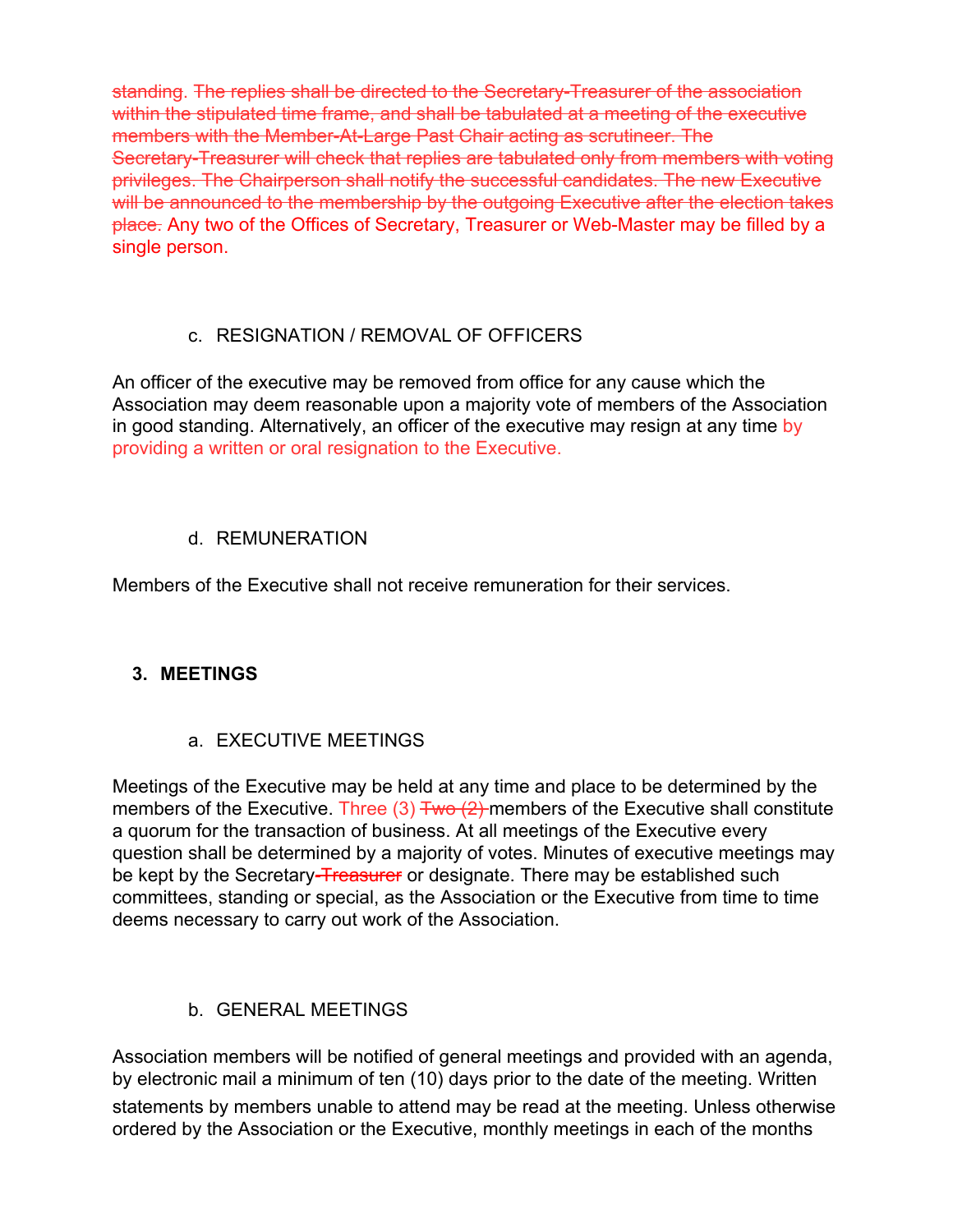~~standing. The replies shall be directed to the Secretary-Treasurer of the association within the stipulated time frame, and shall be tabulated at a meeting of the executive members with the Member-At-Large Past Chair acting as scrutineer. The Secretary-Treasurer will check that replies are tabulated only from members with voting privileges. The Chairperson shall notify the successful candidates. The new Executive will be announced to the membership by the outgoing Executive after the election takes place.~~ Any two of the Offices of Secretary, Treasurer or Web-Master may be filled by a single person.

### c. RESIGNATION / REMOVAL OF OFFICERS

An officer of the executive may be removed from office for any cause which the Association may deem reasonable upon a majority vote of members of the Association in good standing. Alternatively, an officer of the executive may resign at any time by providing a written or oral resignation to the Executive.

### d. REMUNERATION

Members of the Executive shall not receive remuneration for their services.

## 3. MEETINGS

### a. EXECUTIVE MEETINGS

Meetings of the Executive may be held at any time and place to be determined by the members of the Executive. Three (3) ~~Two (2)~~ members of the Executive shall constitute a quorum for the transaction of business. At all meetings of the Executive every question shall be determined by a majority of votes. Minutes of executive meetings may be kept by the Secretary~~-Treasurer~~ or designate. There may be established such committees, standing or special, as the Association or the Executive from time to time deems necessary to carry out work of the Association.

### b. GENERAL MEETINGS

Association members will be notified of general meetings and provided with an agenda, by electronic mail a minimum of ten (10) days prior to the date of the meeting. Written statements by members unable to attend may be read at the meeting. Unless otherwise ordered by the Association or the Executive, monthly meetings in each of the months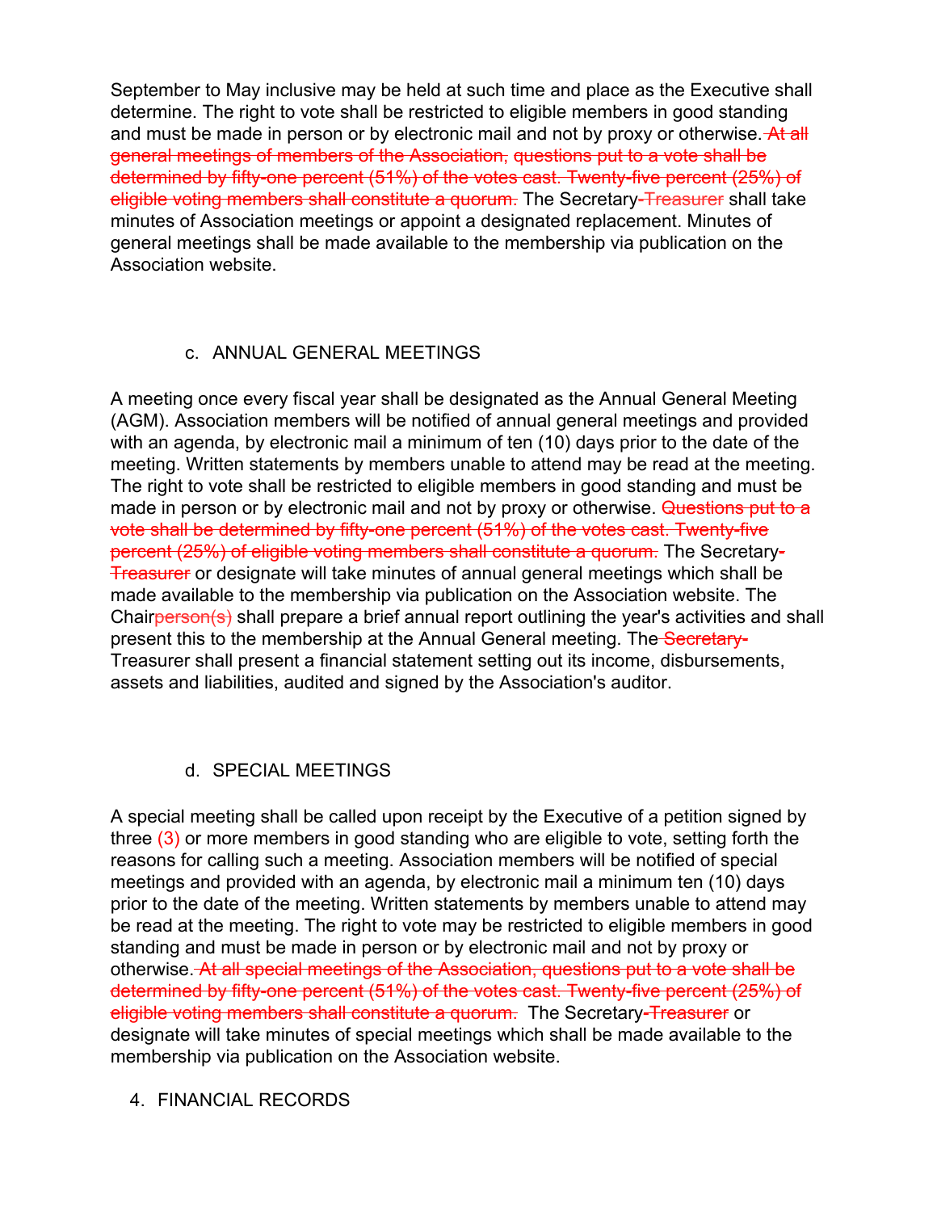September to May inclusive may be held at such time and place as the Executive shall determine. The right to vote shall be restricted to eligible members in good standing and must be made in person or by electronic mail and not by proxy or otherwise. ~~At all general meetings of members of the Association, questions put to a vote shall be determined by fifty-one percent (51%) of the votes cast. Twenty-five percent (25%) of eligible voting members shall constitute a quorum.~~ The Secretary~~-Treasurer~~ shall take minutes of Association meetings or appoint a designated replacement. Minutes of general meetings shall be made available to the membership via publication on the Association website.

c. ANNUAL GENERAL MEETINGS

A meeting once every fiscal year shall be designated as the Annual General Meeting (AGM). Association members will be notified of annual general meetings and provided with an agenda, by electronic mail a minimum of ten (10) days prior to the date of the meeting. Written statements by members unable to attend may be read at the meeting. The right to vote shall be restricted to eligible members in good standing and must be made in person or by electronic mail and not by proxy or otherwise. ~~Questions put to a vote shall be determined by fifty-one percent (51%) of the votes cast. Twenty-five percent (25%) of eligible voting members shall constitute a quorum.~~ The Secretary~~-Treasurer~~ or designate will take minutes of annual general meetings which shall be made available to the membership via publication on the Association website. The Chair~~person(s)~~ shall prepare a brief annual report outlining the year's activities and shall present this to the membership at the Annual General meeting. The ~~Secretary-~~Treasurer shall present a financial statement setting out its income, disbursements, assets and liabilities, audited and signed by the Association's auditor.

d. SPECIAL MEETINGS

A special meeting shall be called upon receipt by the Executive of a petition signed by three (3) or more members in good standing who are eligible to vote, setting forth the reasons for calling such a meeting. Association members will be notified of special meetings and provided with an agenda, by electronic mail a minimum ten (10) days prior to the date of the meeting. Written statements by members unable to attend may be read at the meeting. The right to vote may be restricted to eligible members in good standing and must be made in person or by electronic mail and not by proxy or otherwise. ~~At all special meetings of the Association, questions put to a vote shall be determined by fifty-one percent (51%) of the votes cast. Twenty-five percent (25%) of eligible voting members shall constitute a quorum.~~ The Secretary~~-Treasurer~~ or designate will take minutes of special meetings which shall be made available to the membership via publication on the Association website.

4. FINANCIAL RECORDS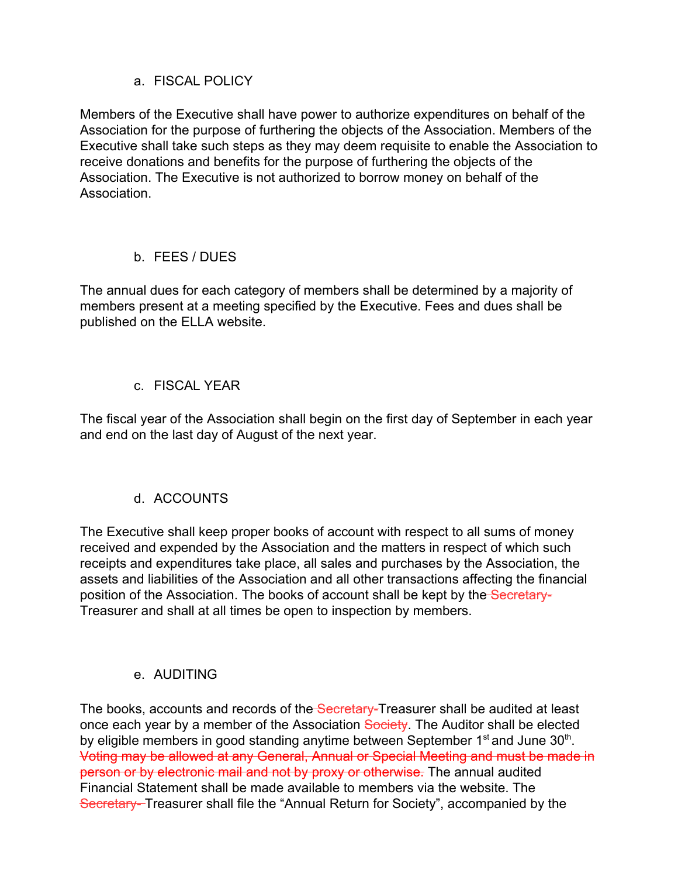a. FISCAL POLICY

Members of the Executive shall have power to authorize expenditures on behalf of the Association for the purpose of furthering the objects of the Association. Members of the Executive shall take such steps as they may deem requisite to enable the Association to receive donations and benefits for the purpose of furthering the objects of the Association. The Executive is not authorized to borrow money on behalf of the Association.

b. FEES / DUES

The annual dues for each category of members shall be determined by a majority of members present at a meeting specified by the Executive. Fees and dues shall be published on the ELLA website.

c. FISCAL YEAR

The fiscal year of the Association shall begin on the first day of September in each year and end on the last day of August of the next year.

d. ACCOUNTS

The Executive shall keep proper books of account with respect to all sums of money received and expended by the Association and the matters in respect of which such receipts and expenditures take place, all sales and purchases by the Association, the assets and liabilities of the Association and all other transactions affecting the financial position of the Association. The books of account shall be kept by the ~~Secretary-~~ Treasurer and shall at all times be open to inspection by members.

e. AUDITING

The books, accounts and records of the ~~Secretary-~~ Treasurer shall be audited at least once each year by a member of the Association ~~Society~~. The Auditor shall be elected by eligible members in good standing anytime between September 1st and June 30th. ~~Voting may be allowed at any General, Annual or Special Meeting and must be made in person or by electronic mail and not by proxy or otherwise.~~ The annual audited Financial Statement shall be made available to members via the website. The ~~Secretary-~~ Treasurer shall file the "Annual Return for Society", accompanied by the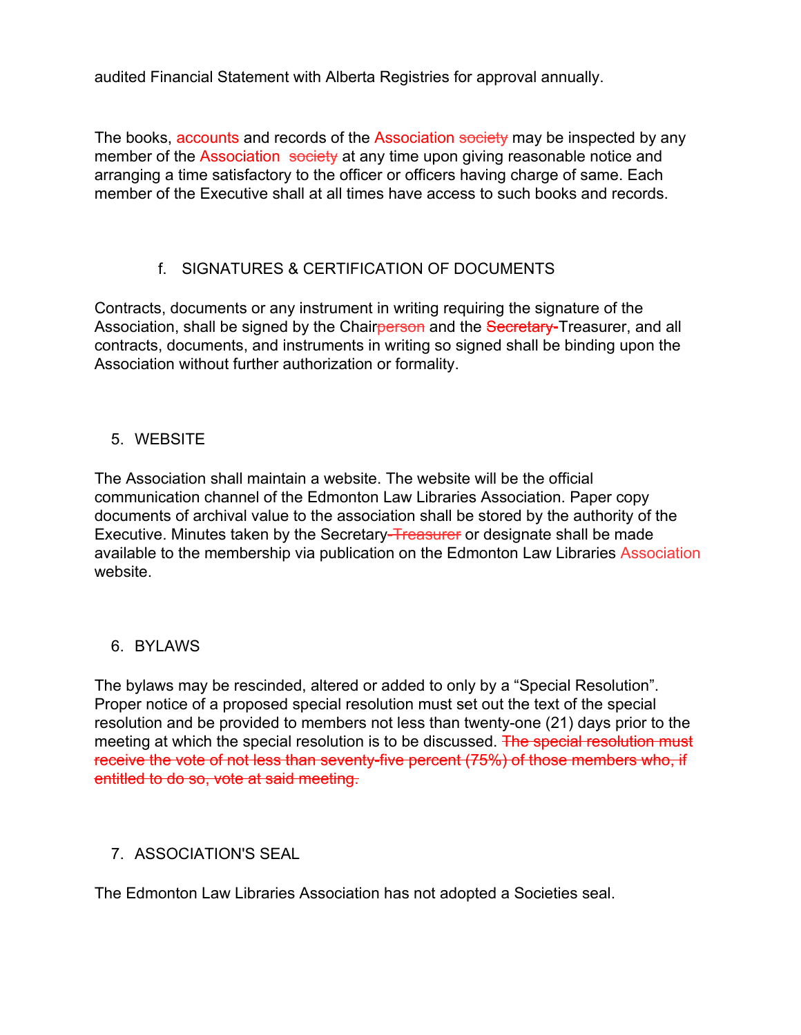audited Financial Statement with Alberta Registries for approval annually.

The books, accounts and records of the Association ~~society~~ may be inspected by any member of the Association ~~society~~ at any time upon giving reasonable notice and arranging a time satisfactory to the officer or officers having charge of same. Each member of the Executive shall at all times have access to such books and records.

### f. SIGNATURES & CERTIFICATION OF DOCUMENTS

Contracts, documents or any instrument in writing requiring the signature of the Association, shall be signed by the Chair~~person~~ and the ~~Secretary-~~Treasurer, and all contracts, documents, and instruments in writing so signed shall be binding upon the Association without further authorization or formality.

## 5. WEBSITE

The Association shall maintain a website. The website will be the official communication channel of the Edmonton Law Libraries Association. Paper copy documents of archival value to the association shall be stored by the authority of the Executive. Minutes taken by the Secretary~~-Treasurer~~ or designate shall be made available to the membership via publication on the Edmonton Law Libraries Association website.

## 6. BYLAWS

The bylaws may be rescinded, altered or added to only by a "Special Resolution". Proper notice of a proposed special resolution must set out the text of the special resolution and be provided to members not less than twenty-one (21) days prior to the meeting at which the special resolution is to be discussed. ~~The special resolution must receive the vote of not less than seventy-five percent (75%) of those members who, if entitled to do so, vote at said meeting.~~

## 7. ASSOCIATION'S SEAL

The Edmonton Law Libraries Association has not adopted a Societies seal.